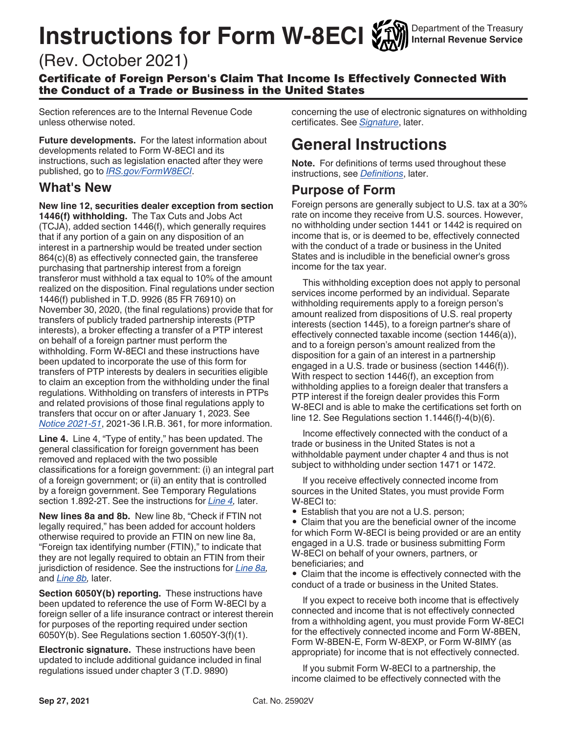# Instructions for Form W-8ECI

(Rev. October 2021)

**Certificate of Foreign Person's Claim That Income Is Effectively Connected With the Conduct of a Trade or Business in the United States**

Department of the Treasury
Internal Revenue Service

Section references are to the Internal Revenue Code unless otherwise noted.

**Future developments.** For the latest information about developments related to Form W-8ECI and its instructions, such as legislation enacted after they were published, go to *IRS.gov/FormW8ECI*.

## What's New

**New line 12, securities dealer exception from section 1446(f) withholding.** The Tax Cuts and Jobs Act (TCJA), added section 1446(f), which generally requires that if any portion of a gain on any disposition of an interest in a partnership would be treated under section 864(c)(8) as effectively connected gain, the transferee purchasing that partnership interest from a foreign transferor must withhold a tax equal to 10% of the amount realized on the disposition. Final regulations under section 1446(f) published in T.D. 9926 (85 FR 76910) on November 30, 2020, (the final regulations) provide that for transfers of publicly traded partnership interests (PTP interests), a broker effecting a transfer of a PTP interest on behalf of a foreign partner must perform the withholding. Form W-8ECI and these instructions have been updated to incorporate the use of this form for transfers of PTP interests by dealers in securities eligible to claim an exception from the withholding under the final regulations. Withholding on transfers of interests in PTPs and related provisions of those final regulations apply to transfers that occur on or after January 1, 2023. See *Notice 2021-51*, 2021-36 I.R.B. 361, for more information.

**Line 4.** Line 4, "Type of entity," has been updated. The general classification for foreign government has been removed and replaced with the two possible classifications for a foreign government: (i) an integral part of a foreign government; or (ii) an entity that is controlled by a foreign government. See Temporary Regulations section 1.892-2T. See the instructions for *Line 4,* later.

**New lines 8a and 8b.** New line 8b, "Check if FTIN not legally required," has been added for account holders otherwise required to provide an FTIN on new line 8a, "Foreign tax identifying number (FTIN)," to indicate that they are not legally required to obtain an FTIN from their jurisdiction of residence. See the instructions for *Line 8a,* and *Line 8b,* later.

**Section 6050Y(b) reporting.** These instructions have been updated to reference the use of Form W-8ECI by a foreign seller of a life insurance contract or interest therein for purposes of the reporting required under section 6050Y(b). See Regulations section 1.6050Y-3(f)(1).

**Electronic signature.** These instructions have been updated to include additional guidance included in final regulations issued under chapter 3 (T.D. 9890) concerning the use of electronic signatures on withholding certificates. See *Signature*, later.

# General Instructions

**Note.** For definitions of terms used throughout these instructions, see *Definitions*, later.

## Purpose of Form

Foreign persons are generally subject to U.S. tax at a 30% rate on income they receive from U.S. sources. However, no withholding under section 1441 or 1442 is required on income that is, or is deemed to be, effectively connected with the conduct of a trade or business in the United States and is includible in the beneficial owner's gross income for the tax year.

This withholding exception does not apply to personal services income performed by an individual. Separate withholding requirements apply to a foreign person's amount realized from dispositions of U.S. real property interests (section 1445), to a foreign partner's share of effectively connected taxable income (section 1446(a)), and to a foreign person's amount realized from the disposition for a gain of an interest in a partnership engaged in a U.S. trade or business (section 1446(f)). With respect to section 1446(f), an exception from withholding applies to a foreign dealer that transfers a PTP interest if the foreign dealer provides this Form W-8ECI and is able to make the certifications set forth on line 12. See Regulations section 1.1446(f)-4(b)(6).

Income effectively connected with the conduct of a trade or business in the United States is not a withholdable payment under chapter 4 and thus is not subject to withholding under section 1471 or 1472.

If you receive effectively connected income from sources in the United States, you must provide Form W-8ECI to:

- Establish that you are not a U.S. person;
- Claim that you are the beneficial owner of the income for which Form W-8ECI is being provided or are an entity engaged in a U.S. trade or business submitting Form W-8ECI on behalf of your owners, partners, or beneficiaries; and
- Claim that the income is effectively connected with the conduct of a trade or business in the United States.

If you expect to receive both income that is effectively connected and income that is not effectively connected from a withholding agent, you must provide Form W-8ECI for the effectively connected income and Form W-8BEN, Form W-8BEN-E, Form W-8EXP, or Form W-8IMY (as appropriate) for income that is not effectively connected.

If you submit Form W-8ECI to a partnership, the income claimed to be effectively connected with the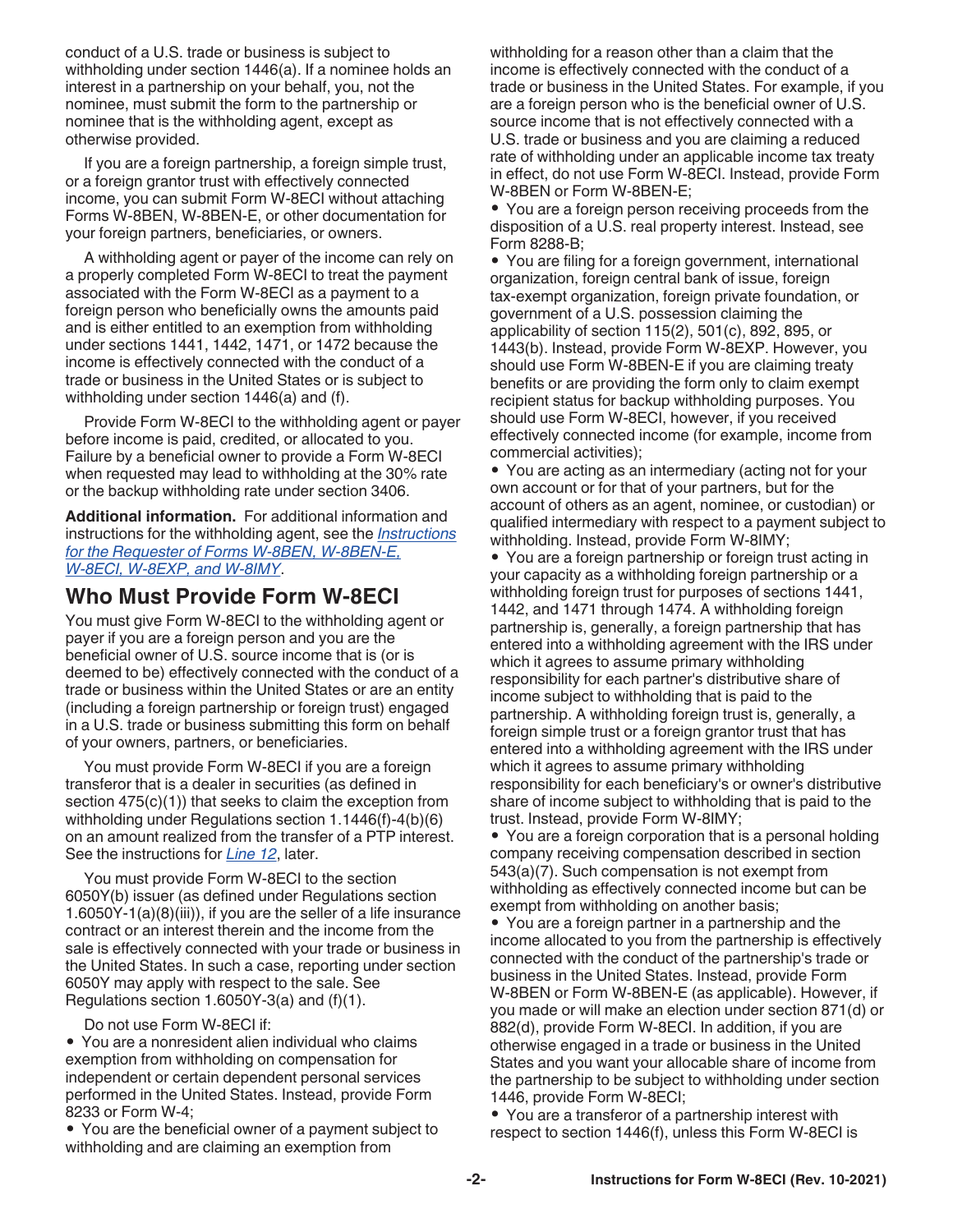conduct of a U.S. trade or business is subject to withholding under section 1446(a). If a nominee holds an interest in a partnership on your behalf, you, not the nominee, must submit the form to the partnership or nominee that is the withholding agent, except as otherwise provided.

If you are a foreign partnership, a foreign simple trust, or a foreign grantor trust with effectively connected income, you can submit Form W-8ECI without attaching Forms W-8BEN, W-8BEN-E, or other documentation for your foreign partners, beneficiaries, or owners.

A withholding agent or payer of the income can rely on a properly completed Form W-8ECI to treat the payment associated with the Form W-8ECI as a payment to a foreign person who beneficially owns the amounts paid and is either entitled to an exemption from withholding under sections 1441, 1442, 1471, or 1472 because the income is effectively connected with the conduct of a trade or business in the United States or is subject to withholding under section 1446(a) and (f).

Provide Form W-8ECI to the withholding agent or payer before income is paid, credited, or allocated to you. Failure by a beneficial owner to provide a Form W-8ECI when requested may lead to withholding at the 30% rate or the backup withholding rate under section 3406.

**Additional information.** For additional information and instructions for the withholding agent, see the *Instructions for the Requester of Forms W-8BEN, W-8BEN-E, W-8ECI, W-8EXP, and W-8IMY*.

## Who Must Provide Form W-8ECI

You must give Form W-8ECI to the withholding agent or payer if you are a foreign person and you are the beneficial owner of U.S. source income that is (or is deemed to be) effectively connected with the conduct of a trade or business within the United States or are an entity (including a foreign partnership or foreign trust) engaged in a U.S. trade or business submitting this form on behalf of your owners, partners, or beneficiaries.

You must provide Form W-8ECI if you are a foreign transferor that is a dealer in securities (as defined in section 475(c)(1)) that seeks to claim the exception from withholding under Regulations section 1.1446(f)-4(b)(6) on an amount realized from the transfer of a PTP interest. See the instructions for *Line 12*, later.

You must provide Form W-8ECI to the section 6050Y(b) issuer (as defined under Regulations section 1.6050Y-1(a)(8)(iii)), if you are the seller of a life insurance contract or an interest therein and the income from the sale is effectively connected with your trade or business in the United States. In such a case, reporting under section 6050Y may apply with respect to the sale. See Regulations section 1.6050Y-3(a) and (f)(1).

Do not use Form W-8ECI if:

- You are a nonresident alien individual who claims exemption from withholding on compensation for independent or certain dependent personal services performed in the United States. Instead, provide Form 8233 or Form W-4;
- You are the beneficial owner of a payment subject to withholding and are claiming an exemption from withholding for a reason other than a claim that the income is effectively connected with the conduct of a trade or business in the United States. For example, if you are a foreign person who is the beneficial owner of U.S. source income that is not effectively connected with a U.S. trade or business and you are claiming a reduced rate of withholding under an applicable income tax treaty in effect, do not use Form W-8ECI. Instead, provide Form W-8BEN or Form W-8BEN-E;
- You are a foreign person receiving proceeds from the disposition of a U.S. real property interest. Instead, see Form 8288-B;
- You are filing for a foreign government, international organization, foreign central bank of issue, foreign tax-exempt organization, foreign private foundation, or government of a U.S. possession claiming the applicability of section 115(2), 501(c), 892, 895, or 1443(b). Instead, provide Form W-8EXP. However, you should use Form W-8BEN-E if you are claiming treaty benefits or are providing the form only to claim exempt recipient status for backup withholding purposes. You should use Form W-8ECI, however, if you received effectively connected income (for example, income from commercial activities);
- You are acting as an intermediary (acting not for your own account or for that of your partners, but for the account of others as an agent, nominee, or custodian) or qualified intermediary with respect to a payment subject to withholding. Instead, provide Form W-8IMY;
- You are a foreign partnership or foreign trust acting in your capacity as a withholding foreign partnership or a withholding foreign trust for purposes of sections 1441, 1442, and 1471 through 1474. A withholding foreign partnership is, generally, a foreign partnership that has entered into a withholding agreement with the IRS under which it agrees to assume primary withholding responsibility for each partner's distributive share of income subject to withholding that is paid to the partnership. A withholding foreign trust is, generally, a foreign simple trust or a foreign grantor trust that has entered into a withholding agreement with the IRS under which it agrees to assume primary withholding responsibility for each beneficiary's or owner's distributive share of income subject to withholding that is paid to the trust. Instead, provide Form W-8IMY;
- You are a foreign corporation that is a personal holding company receiving compensation described in section 543(a)(7). Such compensation is not exempt from withholding as effectively connected income but can be exempt from withholding on another basis;
- You are a foreign partner in a partnership and the income allocated to you from the partnership is effectively connected with the conduct of the partnership's trade or business in the United States. Instead, provide Form W-8BEN or Form W-8BEN-E (as applicable). However, if you made or will make an election under section 871(d) or 882(d), provide Form W-8ECI. In addition, if you are otherwise engaged in a trade or business in the United States and you want your allocable share of income from the partnership to be subject to withholding under section 1446, provide Form W-8ECI;
- You are a transferor of a partnership interest with respect to section 1446(f), unless this Form W-8ECI is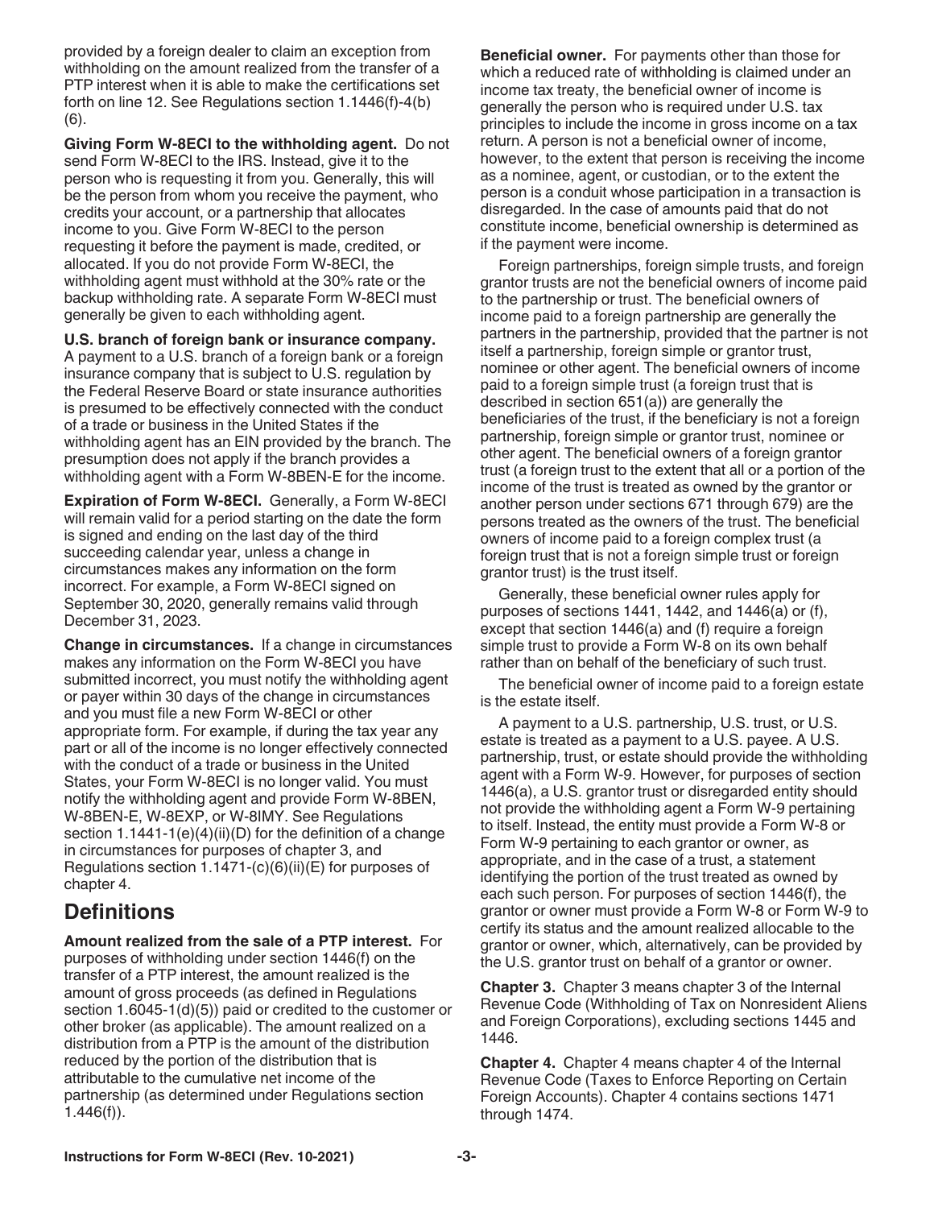provided by a foreign dealer to claim an exception from withholding on the amount realized from the transfer of a PTP interest when it is able to make the certifications set forth on line 12. See Regulations section 1.1446(f)-4(b)(6).

**Giving Form W-8ECI to the withholding agent.** Do not send Form W-8ECI to the IRS. Instead, give it to the person who is requesting it from you. Generally, this will be the person from whom you receive the payment, who credits your account, or a partnership that allocates income to you. Give Form W-8ECI to the person requesting it before the payment is made, credited, or allocated. If you do not provide Form W-8ECI, the withholding agent must withhold at the 30% rate or the backup withholding rate. A separate Form W-8ECI must generally be given to each withholding agent.

**U.S. branch of foreign bank or insurance company.** A payment to a U.S. branch of a foreign bank or a foreign insurance company that is subject to U.S. regulation by the Federal Reserve Board or state insurance authorities is presumed to be effectively connected with the conduct of a trade or business in the United States if the withholding agent has an EIN provided by the branch. The presumption does not apply if the branch provides a withholding agent with a Form W-8BEN-E for the income.

**Expiration of Form W-8ECI.** Generally, a Form W-8ECI will remain valid for a period starting on the date the form is signed and ending on the last day of the third succeeding calendar year, unless a change in circumstances makes any information on the form incorrect. For example, a Form W-8ECI signed on September 30, 2020, generally remains valid through December 31, 2023.

**Change in circumstances.** If a change in circumstances makes any information on the Form W-8ECI you have submitted incorrect, you must notify the withholding agent or payer within 30 days of the change in circumstances and you must file a new Form W-8ECI or other appropriate form. For example, if during the tax year any part or all of the income is no longer effectively connected with the conduct of a trade or business in the United States, your Form W-8ECI is no longer valid. You must notify the withholding agent and provide Form W-8BEN, W-8BEN-E, W-8EXP, or W-8IMY. See Regulations section 1.1441-1(e)(4)(ii)(D) for the definition of a change in circumstances for purposes of chapter 3, and Regulations section 1.1471-(c)(6)(ii)(E) for purposes of chapter 4.

## Definitions

**Amount realized from the sale of a PTP interest.** For purposes of withholding under section 1446(f) on the transfer of a PTP interest, the amount realized is the amount of gross proceeds (as defined in Regulations section 1.6045-1(d)(5)) paid or credited to the customer or other broker (as applicable). The amount realized on a distribution from a PTP is the amount of the distribution reduced by the portion of the distribution that is attributable to the cumulative net income of the partnership (as determined under Regulations section 1.446(f)).

**Beneficial owner.** For payments other than those for which a reduced rate of withholding is claimed under an income tax treaty, the beneficial owner of income is generally the person who is required under U.S. tax principles to include the income in gross income on a tax return. A person is not a beneficial owner of income, however, to the extent that person is receiving the income as a nominee, agent, or custodian, or to the extent the person is a conduit whose participation in a transaction is disregarded. In the case of amounts paid that do not constitute income, beneficial ownership is determined as if the payment were income.

Foreign partnerships, foreign simple trusts, and foreign grantor trusts are not the beneficial owners of income paid to the partnership or trust. The beneficial owners of income paid to a foreign partnership are generally the partners in the partnership, provided that the partner is not itself a partnership, foreign simple or grantor trust, nominee or other agent. The beneficial owners of income paid to a foreign simple trust (a foreign trust that is described in section 651(a)) are generally the beneficiaries of the trust, if the beneficiary is not a foreign partnership, foreign simple or grantor trust, nominee or other agent. The beneficial owners of a foreign grantor trust (a foreign trust to the extent that all or a portion of the income of the trust is treated as owned by the grantor or another person under sections 671 through 679) are the persons treated as the owners of the trust. The beneficial owners of income paid to a foreign complex trust (a foreign trust that is not a foreign simple trust or foreign grantor trust) is the trust itself.

Generally, these beneficial owner rules apply for purposes of sections 1441, 1442, and 1446(a) or (f), except that section 1446(a) and (f) require a foreign simple trust to provide a Form W-8 on its own behalf rather than on behalf of the beneficiary of such trust.

The beneficial owner of income paid to a foreign estate is the estate itself.

A payment to a U.S. partnership, U.S. trust, or U.S. estate is treated as a payment to a U.S. payee. A U.S. partnership, trust, or estate should provide the withholding agent with a Form W-9. However, for purposes of section 1446(a), a U.S. grantor trust or disregarded entity should not provide the withholding agent a Form W-9 pertaining to itself. Instead, the entity must provide a Form W-8 or Form W-9 pertaining to each grantor or owner, as appropriate, and in the case of a trust, a statement identifying the portion of the trust treated as owned by each such person. For purposes of section 1446(f), the grantor or owner must provide a Form W-8 or Form W-9 to certify its status and the amount realized allocable to the grantor or owner, which, alternatively, can be provided by the U.S. grantor trust on behalf of a grantor or owner.

**Chapter 3.** Chapter 3 means chapter 3 of the Internal Revenue Code (Withholding of Tax on Nonresident Aliens and Foreign Corporations), excluding sections 1445 and 1446.

**Chapter 4.** Chapter 4 means chapter 4 of the Internal Revenue Code (Taxes to Enforce Reporting on Certain Foreign Accounts). Chapter 4 contains sections 1471 through 1474.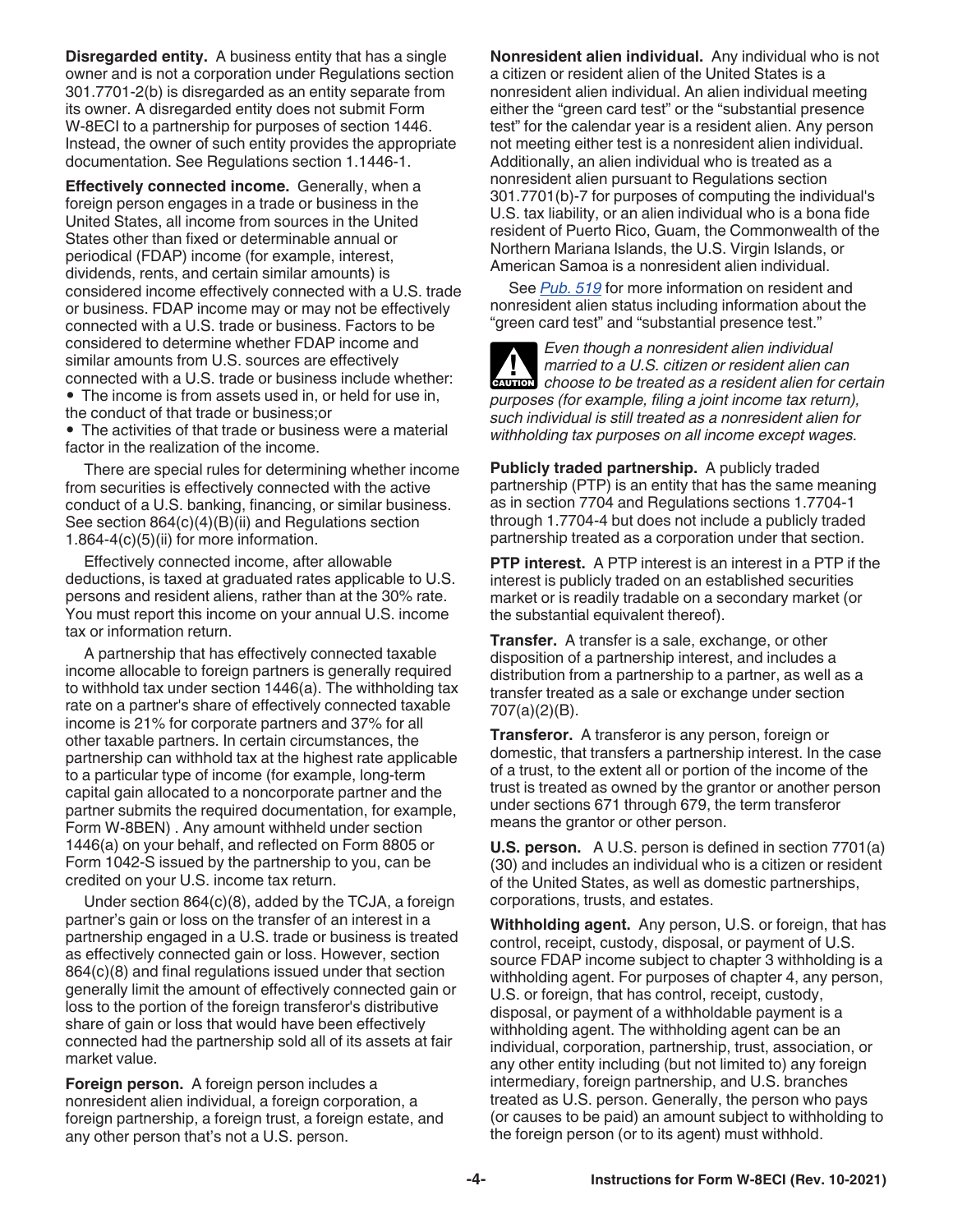**Disregarded entity.** A business entity that has a single owner and is not a corporation under Regulations section 301.7701-2(b) is disregarded as an entity separate from its owner. A disregarded entity does not submit Form W-8ECI to a partnership for purposes of section 1446. Instead, the owner of such entity provides the appropriate documentation. See Regulations section 1.1446-1.

**Effectively connected income.** Generally, when a foreign person engages in a trade or business in the United States, all income from sources in the United States other than fixed or determinable annual or periodical (FDAP) income (for example, interest, dividends, rents, and certain similar amounts) is considered income effectively connected with a U.S. trade or business. FDAP income may or may not be effectively connected with a U.S. trade or business. Factors to be considered to determine whether FDAP income and similar amounts from U.S. sources are effectively connected with a U.S. trade or business include whether:

- The income is from assets used in, or held for use in, the conduct of that trade or business;or
- The activities of that trade or business were a material factor in the realization of the income.

There are special rules for determining whether income from securities is effectively connected with the active conduct of a U.S. banking, financing, or similar business. See section 864(c)(4)(B)(ii) and Regulations section 1.864-4(c)(5)(ii) for more information.

Effectively connected income, after allowable deductions, is taxed at graduated rates applicable to U.S. persons and resident aliens, rather than at the 30% rate. You must report this income on your annual U.S. income tax or information return.

A partnership that has effectively connected taxable income allocable to foreign partners is generally required to withhold tax under section 1446(a). The withholding tax rate on a partner's share of effectively connected taxable income is 21% for corporate partners and 37% for all other taxable partners. In certain circumstances, the partnership can withhold tax at the highest rate applicable to a particular type of income (for example, long-term capital gain allocated to a noncorporate partner and the partner submits the required documentation, for example, Form W-8BEN) . Any amount withheld under section 1446(a) on your behalf, and reflected on Form 8805 or Form 1042-S issued by the partnership to you, can be credited on your U.S. income tax return.

Under section 864(c)(8), added by the TCJA, a foreign partner's gain or loss on the transfer of an interest in a partnership engaged in a U.S. trade or business is treated as effectively connected gain or loss. However, section 864(c)(8) and final regulations issued under that section generally limit the amount of effectively connected gain or loss to the portion of the foreign transferor's distributive share of gain or loss that would have been effectively connected had the partnership sold all of its assets at fair market value.

**Foreign person.** A foreign person includes a nonresident alien individual, a foreign corporation, a foreign partnership, a foreign trust, a foreign estate, and any other person that's not a U.S. person.

**Nonresident alien individual.** Any individual who is not a citizen or resident alien of the United States is a nonresident alien individual. An alien individual meeting either the "green card test" or the "substantial presence test" for the calendar year is a resident alien. Any person not meeting either test is a nonresident alien individual. Additionally, an alien individual who is treated as a nonresident alien pursuant to Regulations section 301.7701(b)-7 for purposes of computing the individual's U.S. tax liability, or an alien individual who is a bona fide resident of Puerto Rico, Guam, the Commonwealth of the Northern Mariana Islands, the U.S. Virgin Islands, or American Samoa is a nonresident alien individual.

See *Pub. 519* for more information on resident and nonresident alien status including information about the "green card test" and "substantial presence test."

**CAUTION:** *Even though a nonresident alien individual married to a U.S. citizen or resident alien can choose to be treated as a resident alien for certain purposes (for example, filing a joint income tax return), such individual is still treated as a nonresident alien for withholding tax purposes on all income except wages.*

**Publicly traded partnership.** A publicly traded partnership (PTP) is an entity that has the same meaning as in section 7704 and Regulations sections 1.7704-1 through 1.7704-4 but does not include a publicly traded partnership treated as a corporation under that section.

**PTP interest.** A PTP interest is an interest in a PTP if the interest is publicly traded on an established securities market or is readily tradable on a secondary market (or the substantial equivalent thereof).

**Transfer.** A transfer is a sale, exchange, or other disposition of a partnership interest, and includes a distribution from a partnership to a partner, as well as a transfer treated as a sale or exchange under section 707(a)(2)(B).

**Transferor.** A transferor is any person, foreign or domestic, that transfers a partnership interest. In the case of a trust, to the extent all or portion of the income of the trust is treated as owned by the grantor or another person under sections 671 through 679, the term transferor means the grantor or other person.

**U.S. person.** A U.S. person is defined in section 7701(a)(30) and includes an individual who is a citizen or resident of the United States, as well as domestic partnerships, corporations, trusts, and estates.

**Withholding agent.** Any person, U.S. or foreign, that has control, receipt, custody, disposal, or payment of U.S. source FDAP income subject to chapter 3 withholding is a withholding agent. For purposes of chapter 4, any person, U.S. or foreign, that has control, receipt, custody, disposal, or payment of a withholdable payment is a withholding agent. The withholding agent can be an individual, corporation, partnership, trust, association, or any other entity including (but not limited to) any foreign intermediary, foreign partnership, and U.S. branches treated as U.S. person. Generally, the person who pays (or causes to be paid) an amount subject to withholding to the foreign person (or to its agent) must withhold.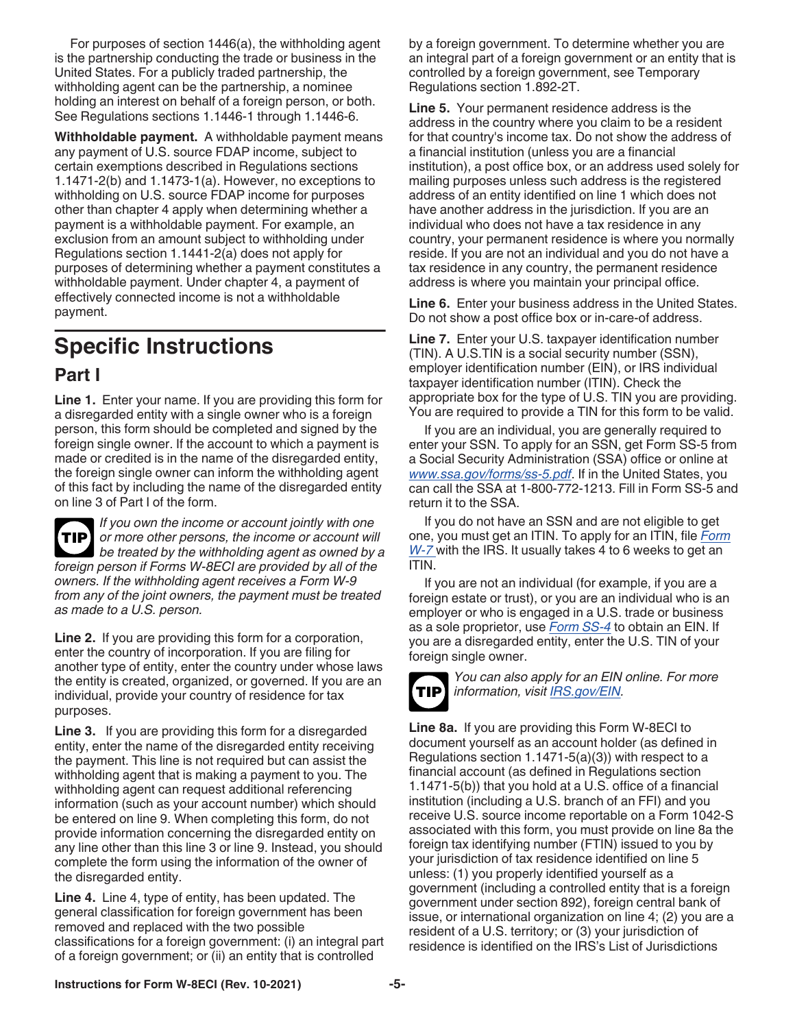For purposes of section 1446(a), the withholding agent is the partnership conducting the trade or business in the United States. For a publicly traded partnership, the withholding agent can be the partnership, a nominee holding an interest on behalf of a foreign person, or both. See Regulations sections 1.1446-1 through 1.1446-6.

**Withholdable payment.** A withholdable payment means any payment of U.S. source FDAP income, subject to certain exemptions described in Regulations sections 1.1471-2(b) and 1.1473-1(a). However, no exceptions to withholding on U.S. source FDAP income for purposes other than chapter 4 apply when determining whether a payment is a withholdable payment. For example, an exclusion from an amount subject to withholding under Regulations section 1.1441-2(a) does not apply for purposes of determining whether a payment constitutes a withholdable payment. Under chapter 4, a payment of effectively connected income is not a withholdable payment.

# Specific Instructions

## Part I

**Line 1.** Enter your name. If you are providing this form for a disregarded entity with a single owner who is a foreign person, this form should be completed and signed by the foreign single owner. If the account to which a payment is made or credited is in the name of the disregarded entity, the foreign single owner can inform the withholding agent of this fact by including the name of the disregarded entity on line 3 of Part I of the form.

**TIP** *If you own the income or account jointly with one or more other persons, the income or account will be treated by the withholding agent as owned by a foreign person if Forms W-8ECI are provided by all of the owners. If the withholding agent receives a Form W-9 from any of the joint owners, the payment must be treated as made to a U.S. person.*

**Line 2.** If you are providing this form for a corporation, enter the country of incorporation. If you are filing for another type of entity, enter the country under whose laws the entity is created, organized, or governed. If you are an individual, provide your country of residence for tax purposes.

**Line 3.** If you are providing this form for a disregarded entity, enter the name of the disregarded entity receiving the payment. This line is not required but can assist the withholding agent that is making a payment to you. The withholding agent can request additional referencing information (such as your account number) which should be entered on line 9. When completing this form, do not provide information concerning the disregarded entity on any line other than this line 3 or line 9. Instead, you should complete the form using the information of the owner of the disregarded entity.

**Line 4.** Line 4, type of entity, has been updated. The general classification for foreign government has been removed and replaced with the two possible classifications for a foreign government: (i) an integral part of a foreign government; or (ii) an entity that is controlled by a foreign government. To determine whether you are an integral part of a foreign government or an entity that is controlled by a foreign government, see Temporary Regulations section 1.892-2T.

**Line 5.** Your permanent residence address is the address in the country where you claim to be a resident for that country's income tax. Do not show the address of a financial institution (unless you are a financial institution), a post office box, or an address used solely for mailing purposes unless such address is the registered address of an entity identified on line 1 which does not have another address in the jurisdiction. If you are an individual who does not have a tax residence in any country, your permanent residence is where you normally reside. If you are not an individual and you do not have a tax residence in any country, the permanent residence address is where you maintain your principal office.

**Line 6.** Enter your business address in the United States. Do not show a post office box or in-care-of address.

**Line 7.** Enter your U.S. taxpayer identification number (TIN). A U.S.TIN is a social security number (SSN), employer identification number (EIN), or IRS individual taxpayer identification number (ITIN). Check the appropriate box for the type of U.S. TIN you are providing. You are required to provide a TIN for this form to be valid.

If you are an individual, you are generally required to enter your SSN. To apply for an SSN, get Form SS-5 from a Social Security Administration (SSA) office or online at *www.ssa.gov/forms/ss-5.pdf*. If in the United States, you can call the SSA at 1-800-772-1213. Fill in Form SS-5 and return it to the SSA.

If you do not have an SSN and are not eligible to get one, you must get an ITIN. To apply for an ITIN, file *Form W-7* with the IRS. It usually takes 4 to 6 weeks to get an ITIN.

If you are not an individual (for example, if you are a foreign estate or trust), or you are an individual who is an employer or who is engaged in a U.S. trade or business as a sole proprietor, use *Form SS-4* to obtain an EIN. If you are a disregarded entity, enter the U.S. TIN of your foreign single owner.

**TIP** *You can also apply for an EIN online. For more information, visit IRS.gov/EIN.*

**Line 8a.** If you are providing this Form W-8ECI to document yourself as an account holder (as defined in Regulations section 1.1471-5(a)(3)) with respect to a financial account (as defined in Regulations section 1.1471-5(b)) that you hold at a U.S. office of a financial institution (including a U.S. branch of an FFI) and you receive U.S. source income reportable on a Form 1042-S associated with this form, you must provide on line 8a the foreign tax identifying number (FTIN) issued to you by your jurisdiction of tax residence identified on line 5 unless: (1) you properly identified yourself as a government (including a controlled entity that is a foreign government under section 892), foreign central bank of issue, or international organization on line 4; (2) you are a resident of a U.S. territory; or (3) your jurisdiction of residence is identified on the IRS's List of Jurisdictions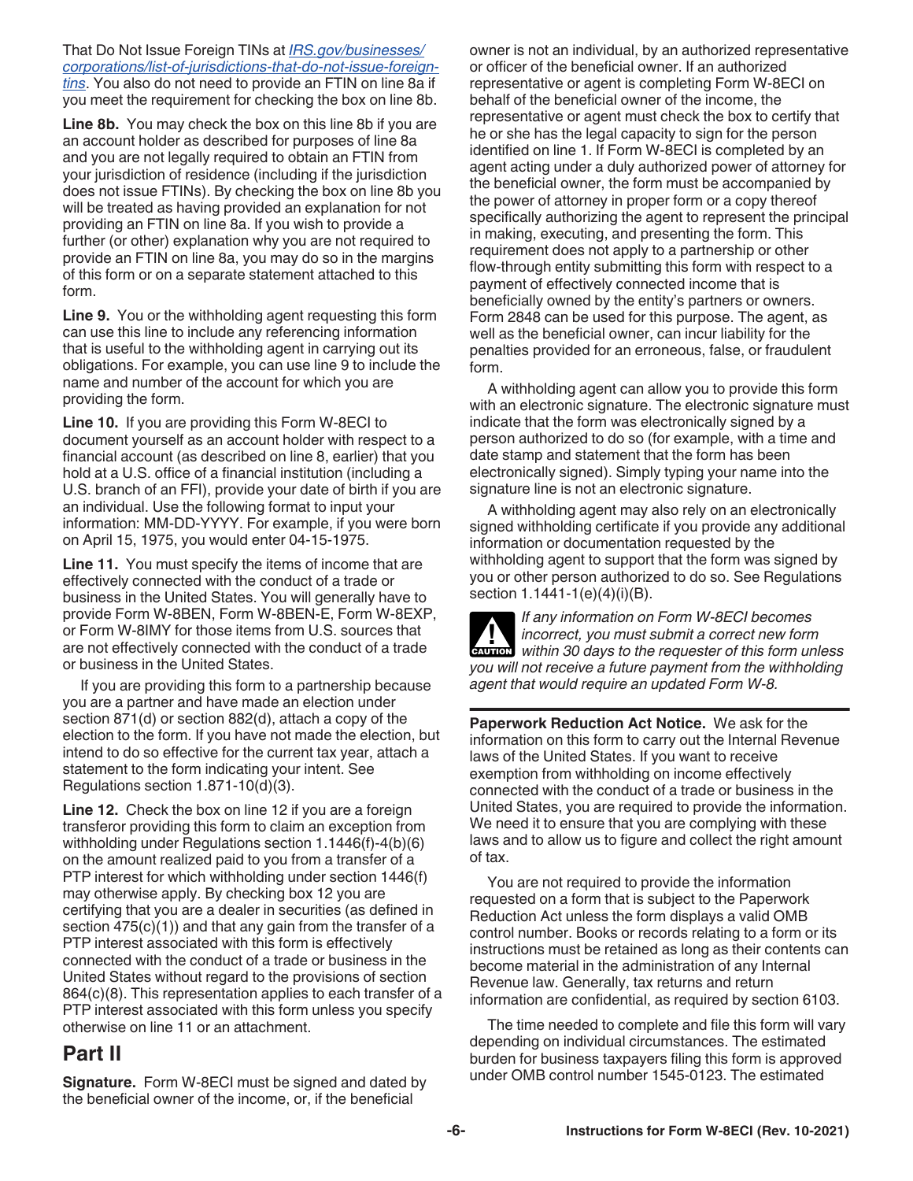That Do Not Issue Foreign TINs at *IRS.gov/businesses/corporations/list-of-jurisdictions-that-do-not-issue-foreign-tins*. You also do not need to provide an FTIN on line 8a if you meet the requirement for checking the box on line 8b.

**Line 8b.** You may check the box on this line 8b if you are an account holder as described for purposes of line 8a and you are not legally required to obtain an FTIN from your jurisdiction of residence (including if the jurisdiction does not issue FTINs). By checking the box on line 8b you will be treated as having provided an explanation for not providing an FTIN on line 8a. If you wish to provide a further (or other) explanation why you are not required to provide an FTIN on line 8a, you may do so in the margins of this form or on a separate statement attached to this form.

**Line 9.** You or the withholding agent requesting this form can use this line to include any referencing information that is useful to the withholding agent in carrying out its obligations. For example, you can use line 9 to include the name and number of the account for which you are providing the form.

**Line 10.** If you are providing this Form W-8ECI to document yourself as an account holder with respect to a financial account (as described on line 8, earlier) that you hold at a U.S. office of a financial institution (including a U.S. branch of an FFI), provide your date of birth if you are an individual. Use the following format to input your information: MM-DD-YYYY. For example, if you were born on April 15, 1975, you would enter 04-15-1975.

**Line 11.** You must specify the items of income that are effectively connected with the conduct of a trade or business in the United States. You will generally have to provide Form W-8BEN, Form W-8BEN-E, Form W-8EXP, or Form W-8IMY for those items from U.S. sources that are not effectively connected with the conduct of a trade or business in the United States.

If you are providing this form to a partnership because you are a partner and have made an election under section 871(d) or section 882(d), attach a copy of the election to the form. If you have not made the election, but intend to do so effective for the current tax year, attach a statement to the form indicating your intent. See Regulations section 1.871-10(d)(3).

**Line 12.** Check the box on line 12 if you are a foreign transferor providing this form to claim an exception from withholding under Regulations section 1.1446(f)-4(b)(6) on the amount realized paid to you from a transfer of a PTP interest for which withholding under section 1446(f) may otherwise apply. By checking box 12 you are certifying that you are a dealer in securities (as defined in section 475(c)(1)) and that any gain from the transfer of a PTP interest associated with this form is effectively connected with the conduct of a trade or business in the United States without regard to the provisions of section 864(c)(8). This representation applies to each transfer of a PTP interest associated with this form unless you specify otherwise on line 11 or an attachment.

## Part II

**Signature.** Form W-8ECI must be signed and dated by the beneficial owner of the income, or, if the beneficial owner is not an individual, by an authorized representative or officer of the beneficial owner. If an authorized representative or agent is completing Form W-8ECI on behalf of the beneficial owner of the income, the representative or agent must check the box to certify that he or she has the legal capacity to sign for the person identified on line 1. If Form W-8ECI is completed by an agent acting under a duly authorized power of attorney for the beneficial owner, the form must be accompanied by the power of attorney in proper form or a copy thereof specifically authorizing the agent to represent the principal in making, executing, and presenting the form. This requirement does not apply to a partnership or other flow-through entity submitting this form with respect to a payment of effectively connected income that is beneficially owned by the entity's partners or owners. Form 2848 can be used for this purpose. The agent, as well as the beneficial owner, can incur liability for the penalties provided for an erroneous, false, or fraudulent form.

A withholding agent can allow you to provide this form with an electronic signature. The electronic signature must indicate that the form was electronically signed by a person authorized to do so (for example, with a time and date stamp and statement that the form has been electronically signed). Simply typing your name into the signature line is not an electronic signature.

A withholding agent may also rely on an electronically signed withholding certificate if you provide any additional information or documentation requested by the withholding agent to support that the form was signed by you or other person authorized to do so. See Regulations section 1.1441-1(e)(4)(i)(B).

**CAUTION** *If any information on Form W-8ECI becomes incorrect, you must submit a correct new form within 30 days to the requester of this form unless you will not receive a future payment from the withholding agent that would require an updated Form W-8.*

**Paperwork Reduction Act Notice.** We ask for the information on this form to carry out the Internal Revenue laws of the United States. If you want to receive exemption from withholding on income effectively connected with the conduct of a trade or business in the United States, you are required to provide the information. We need it to ensure that you are complying with these laws and to allow us to figure and collect the right amount of tax.

You are not required to provide the information requested on a form that is subject to the Paperwork Reduction Act unless the form displays a valid OMB control number. Books or records relating to a form or its instructions must be retained as long as their contents can become material in the administration of any Internal Revenue law. Generally, tax returns and return information are confidential, as required by section 6103.

The time needed to complete and file this form will vary depending on individual circumstances. The estimated burden for business taxpayers filing this form is approved under OMB control number 1545-0123. The estimated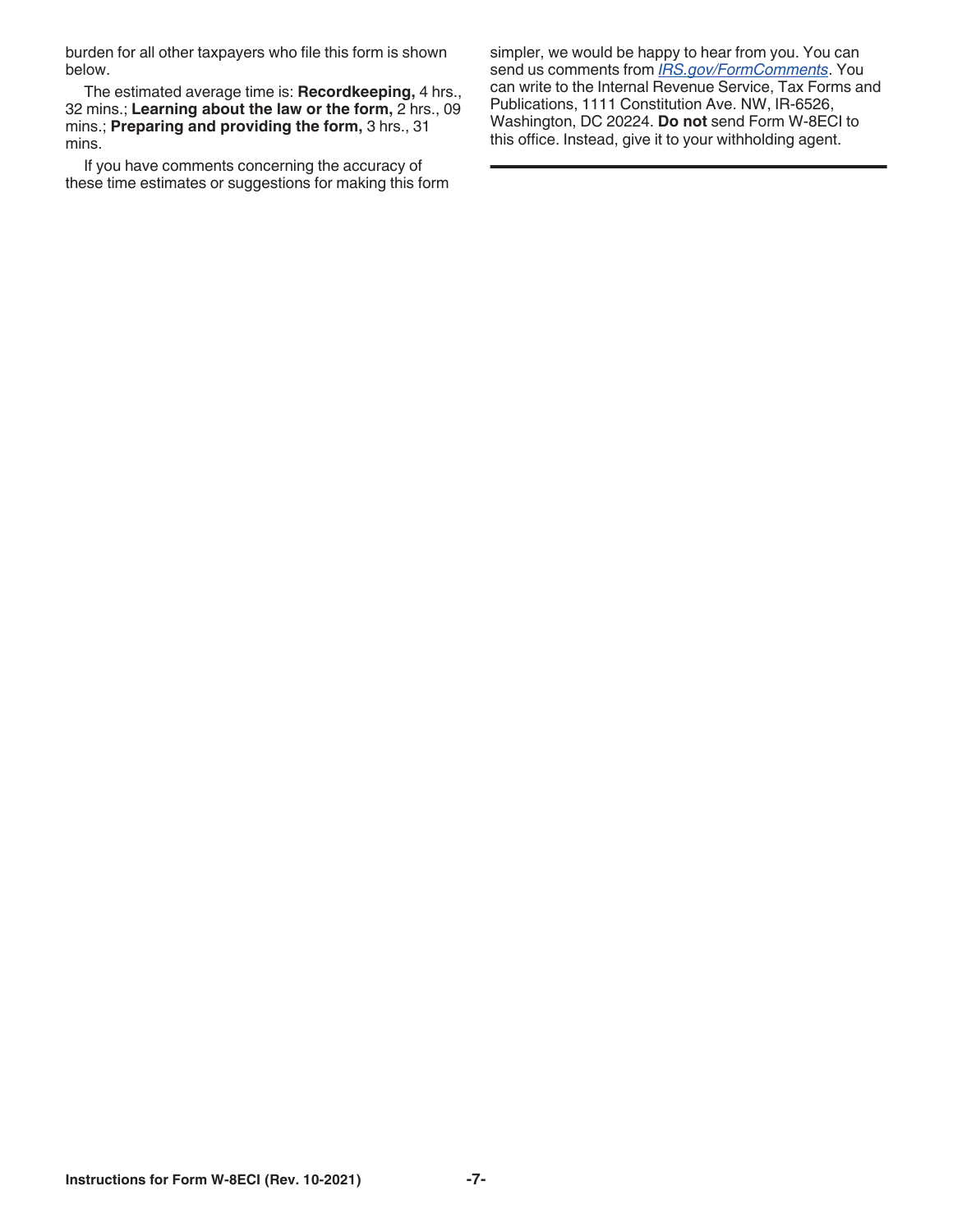burden for all other taxpayers who file this form is shown below.

The estimated average time is: **Recordkeeping,** 4 hrs., 32 mins.; **Learning about the law or the form,** 2 hrs., 09 mins.; **Preparing and providing the form,** 3 hrs., 31 mins.

If you have comments concerning the accuracy of these time estimates or suggestions for making this form simpler, we would be happy to hear from you. You can send us comments from *IRS.gov/FormComments*. You can write to the Internal Revenue Service, Tax Forms and Publications, 1111 Constitution Ave. NW, IR-6526, Washington, DC 20224. **Do not** send Form W-8ECI to this office. Instead, give it to your withholding agent.